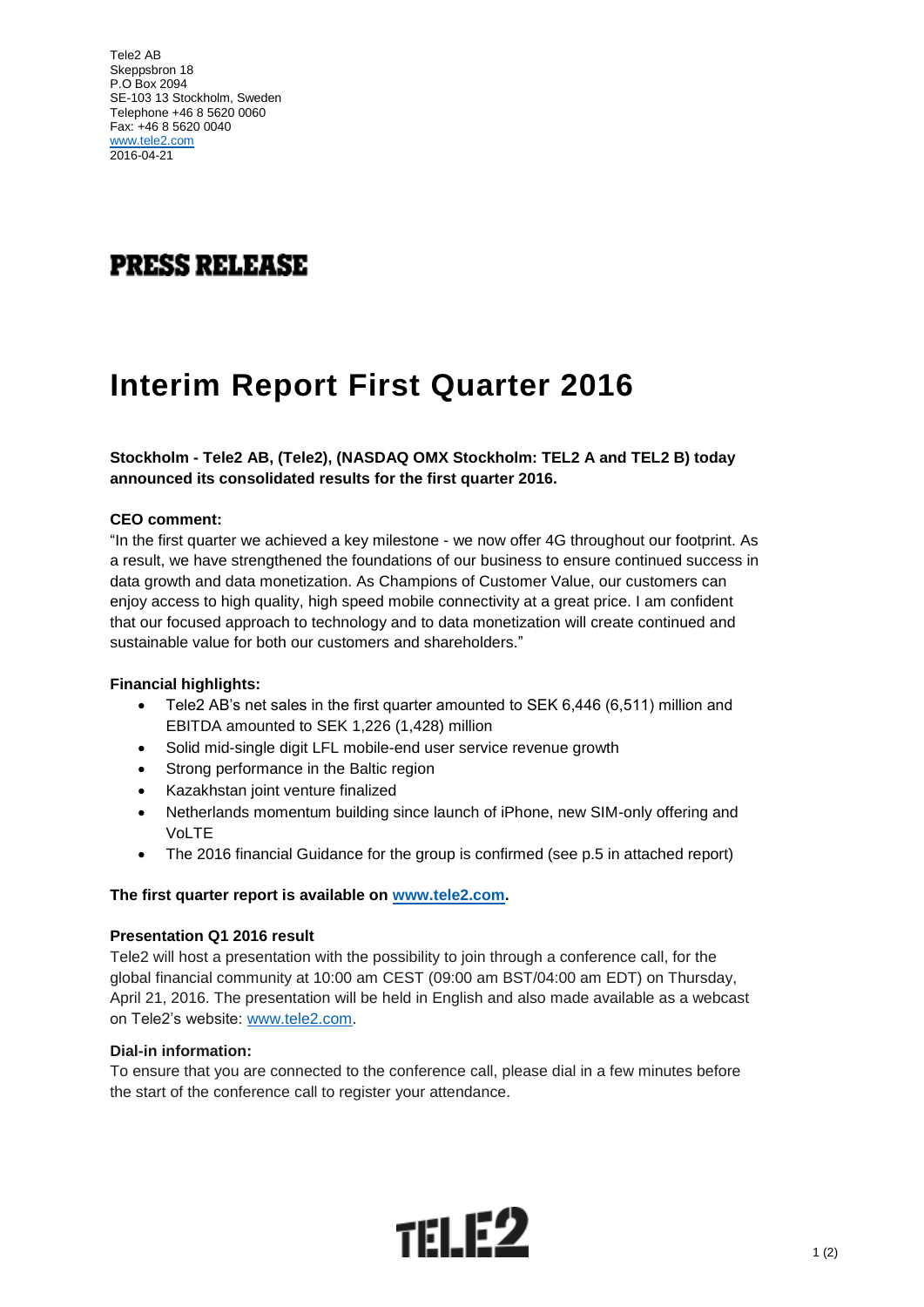Tele2 AB
Skeppsbron 18
P.O Box 2094
SE-103 13 Stockholm, Sweden
Telephone +46 8 5620 0060
Fax: +46 8 5620 0040
[www.tele2.com](http://www.tele2.com)
2016-04-21

**PRESS RELEASE**

# Interim Report First Quarter 2016

**Stockholm - Tele2 AB, (Tele2), (NASDAQ OMX Stockholm: TEL2 A and TEL2 B) today announced its consolidated results for the first quarter 2016.**

**CEO comment:**

"In the first quarter we achieved a key milestone - we now offer 4G throughout our footprint. As a result, we have strengthened the foundations of our business to ensure continued success in data growth and data monetization. As Champions of Customer Value, our customers can enjoy access to high quality, high speed mobile connectivity at a great price. I am confident that our focused approach to technology and to data monetization will create continued and sustainable value for both our customers and shareholders."

**Financial highlights:**

- Tele2 AB's net sales in the first quarter amounted to SEK 6,446 (6,511) million and EBITDA amounted to SEK 1,226 (1,428) million
- Solid mid-single digit LFL mobile-end user service revenue growth
- Strong performance in the Baltic region
- Kazakhstan joint venture finalized
- Netherlands momentum building since launch of iPhone, new SIM-only offering and VoLTE
- The 2016 financial Guidance for the group is confirmed (see p.5 in attached report)

**The first quarter report is available on [www.tele2.com](http://www.tele2.com).**

**Presentation Q1 2016 result**

Tele2 will host a presentation with the possibility to join through a conference call, for the global financial community at 10:00 am CEST (09:00 am BST/04:00 am EDT) on Thursday, April 21, 2016. The presentation will be held in English and also made available as a webcast on Tele2's website: [www.tele2.com](http://www.tele2.com).

**Dial-in information:**

To ensure that you are connected to the conference call, please dial in a few minutes before the start of the conference call to register your attendance.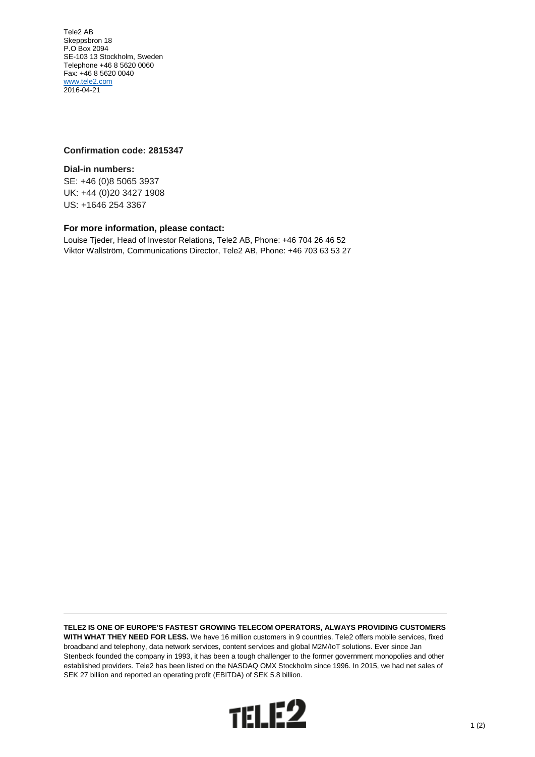Tele2 AB
Skeppsbron 18
P.O Box 2094
SE-103 13 Stockholm, Sweden
Telephone +46 8 5620 0060
Fax: +46 8 5620 0040
[www.tele2.com](http://www.tele2.com)
2016-04-21

**Confirmation code: 2815347**

**Dial-in numbers:**
SE: +46 (0)8 5065 3937
UK: +44 (0)20 3427 1908
US: +1646 254 3367

**For more information, please contact:**
Louise Tjeder, Head of Investor Relations, Tele2 AB, Phone: +46 704 26 46 52
Viktor Wallström, Communications Director, Tele2 AB, Phone: +46 703 63 53 27

---

**TELE2 IS ONE OF EUROPE'S FASTEST GROWING TELECOM OPERATORS, ALWAYS PROVIDING CUSTOMERS WITH WHAT THEY NEED FOR LESS.** We have 16 million customers in 9 countries. Tele2 offers mobile services, fixed broadband and telephony, data network services, content services and global M2M/IoT solutions. Ever since Jan Stenbeck founded the company in 1993, it has been a tough challenger to the former government monopolies and other established providers. Tele2 has been listed on the NASDAQ OMX Stockholm since 1996. In 2015, we had net sales of SEK 27 billion and reported an operating profit (EBITDA) of SEK 5.8 billion.